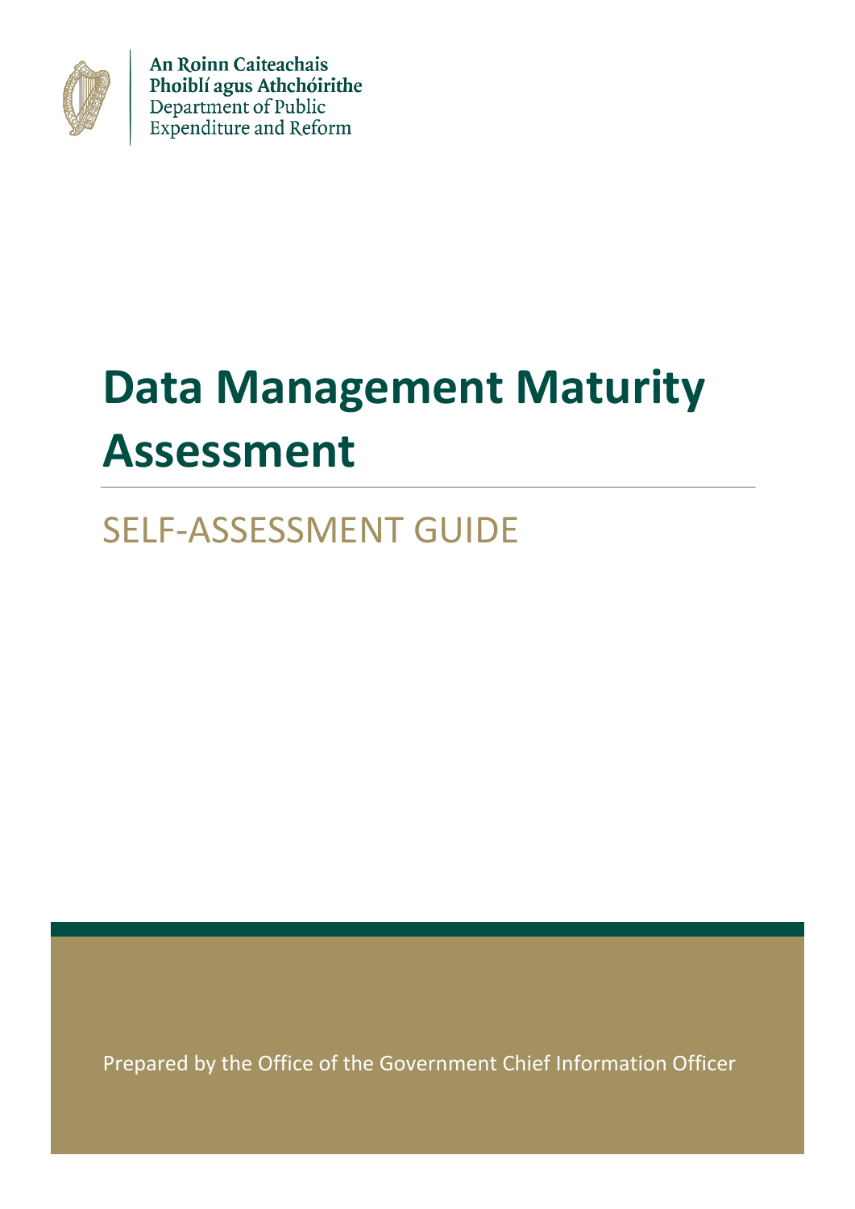An Roinn Caiteachais
Phoiblí agus Athchóirithe
Department of Public
Expenditure and Reform

# Data Management Maturity Assessment

## SELF-ASSESSMENT GUIDE

Prepared by the Office of the Government Chief Information Officer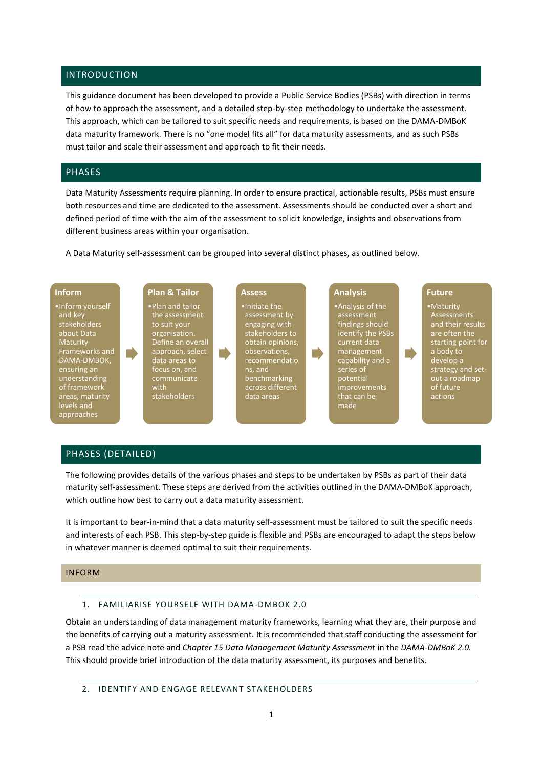## INTRODUCTION

This guidance document has been developed to provide a Public Service Bodies (PSBs) with direction in terms of how to approach the assessment, and a detailed step-by-step methodology to undertake the assessment. This approach, which can be tailored to suit specific needs and requirements, is based on the DAMA-DMBoK data maturity framework. There is no "one model fits all" for data maturity assessments, and as such PSBs must tailor and scale their assessment and approach to fit their needs.

## PHASES

Data Maturity Assessments require planning. In order to ensure practical, actionable results, PSBs must ensure both resources and time are dedicated to the assessment. Assessments should be conducted over a short and defined period of time with the aim of the assessment to solicit knowledge, insights and observations from different business areas within your organisation.

A Data Maturity self-assessment can be grouped into several distinct phases, as outlined below.

**Inform**
- Inform yourself and key stakeholders about Data Maturity Frameworks and DAMA-DMBOK, ensuring an understanding of framework areas, maturity levels and approaches

→

**Plan & Tailor**
- Plan and tailor the assessment to suit your organisation. Define an overall approach, select data areas to focus on, and communicate with stakeholders

→

**Assess**
- Initiate the assessment by engaging with stakeholders to obtain opinions, observations, recommendations, and benchmarking across different data areas

→

**Analysis**
- Analysis of the assessment findings should identify the PSBs current data management capability and a series of potential improvements that can be made

→

**Future**
- Maturity Assessments and their results are often the starting point for a body to develop a strategy and set-out a roadmap of future actions

## PHASES (DETAILED)

The following provides details of the various phases and steps to be undertaken by PSBs as part of their data maturity self-assessment. These steps are derived from the activities outlined in the DAMA-DMBoK approach, which outline how best to carry out a data maturity assessment.

It is important to bear-in-mind that a data maturity self-assessment must be tailored to suit the specific needs and interests of each PSB. This step-by-step guide is flexible and PSBs are encouraged to adapt the steps below in whatever manner is deemed optimal to suit their requirements.

### INFORM

#### 1. FAMILIARISE YOURSELF WITH DAMA-DMBOK 2.0

Obtain an understanding of data management maturity frameworks, learning what they are, their purpose and the benefits of carrying out a maturity assessment. It is recommended that staff conducting the assessment for a PSB read the advice note and *Chapter 15 Data Management Maturity Assessment* in the *DAMA-DMBoK 2.0.* This should provide brief introduction of the data maturity assessment, its purposes and benefits.

#### 2. IDENTIFY AND ENGAGE RELEVANT STAKEHOLDERS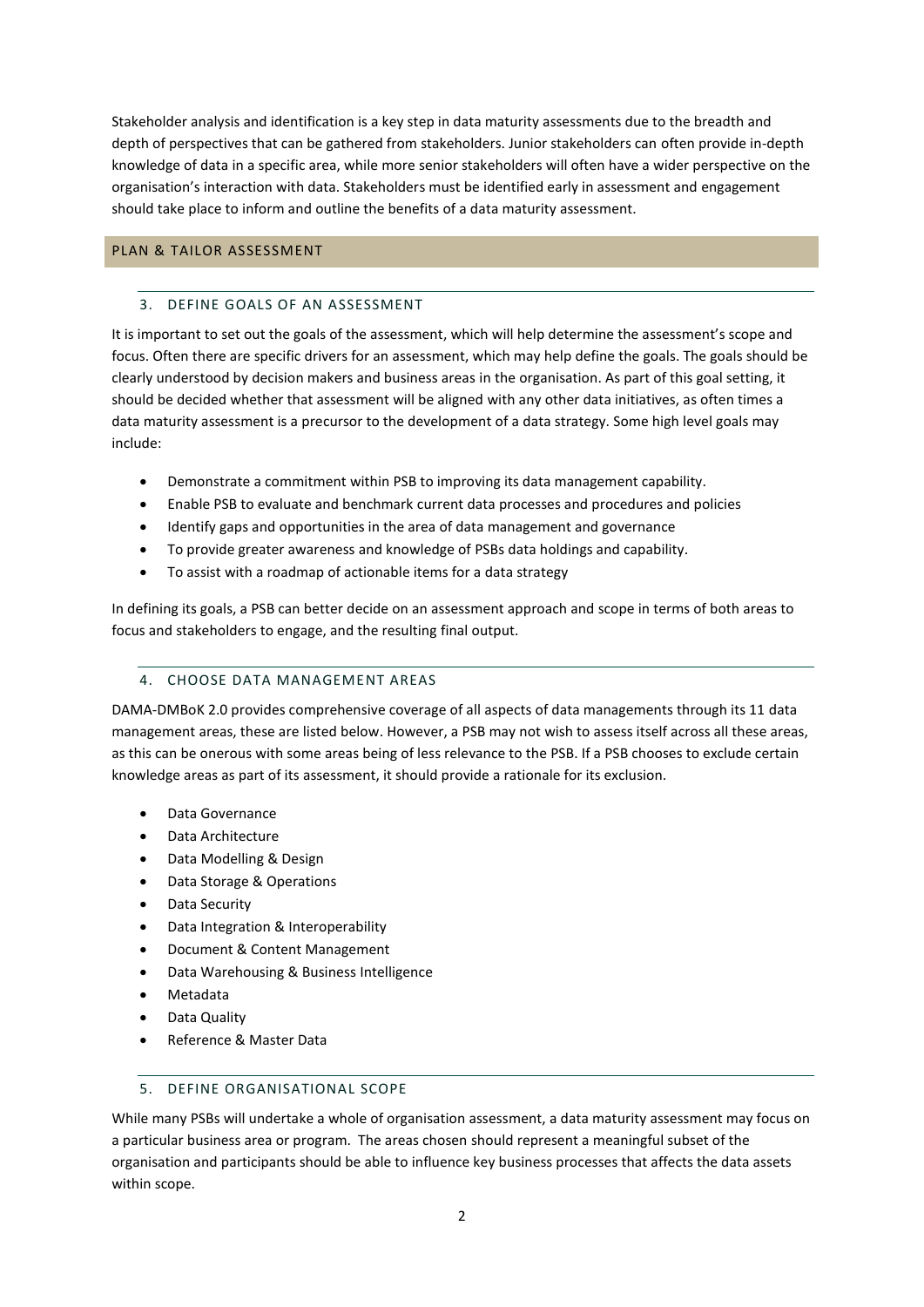Stakeholder analysis and identification is a key step in data maturity assessments due to the breadth and depth of perspectives that can be gathered from stakeholders. Junior stakeholders can often provide in-depth knowledge of data in a specific area, while more senior stakeholders will often have a wider perspective on the organisation's interaction with data. Stakeholders must be identified early in assessment and engagement should take place to inform and outline the benefits of a data maturity assessment.

## PLAN & TAILOR ASSESSMENT

### 3. DEFINE GOALS OF AN ASSESSMENT

It is important to set out the goals of the assessment, which will help determine the assessment's scope and focus. Often there are specific drivers for an assessment, which may help define the goals. The goals should be clearly understood by decision makers and business areas in the organisation. As part of this goal setting, it should be decided whether that assessment will be aligned with any other data initiatives, as often times a data maturity assessment is a precursor to the development of a data strategy. Some high level goals may include:

- Demonstrate a commitment within PSB to improving its data management capability.
- Enable PSB to evaluate and benchmark current data processes and procedures and policies
- Identify gaps and opportunities in the area of data management and governance
- To provide greater awareness and knowledge of PSBs data holdings and capability.
- To assist with a roadmap of actionable items for a data strategy

In defining its goals, a PSB can better decide on an assessment approach and scope in terms of both areas to focus and stakeholders to engage, and the resulting final output.

### 4. CHOOSE DATA MANAGEMENT AREAS

DAMA-DMBoK 2.0 provides comprehensive coverage of all aspects of data managements through its 11 data management areas, these are listed below. However, a PSB may not wish to assess itself across all these areas, as this can be onerous with some areas being of less relevance to the PSB. If a PSB chooses to exclude certain knowledge areas as part of its assessment, it should provide a rationale for its exclusion.

- Data Governance
- Data Architecture
- Data Modelling & Design
- Data Storage & Operations
- Data Security
- Data Integration & Interoperability
- Document & Content Management
- Data Warehousing & Business Intelligence
- Metadata
- Data Quality
- Reference & Master Data

### 5. DEFINE ORGANISATIONAL SCOPE

While many PSBs will undertake a whole of organisation assessment, a data maturity assessment may focus on a particular business area or program. The areas chosen should represent a meaningful subset of the organisation and participants should be able to influence key business processes that affects the data assets within scope.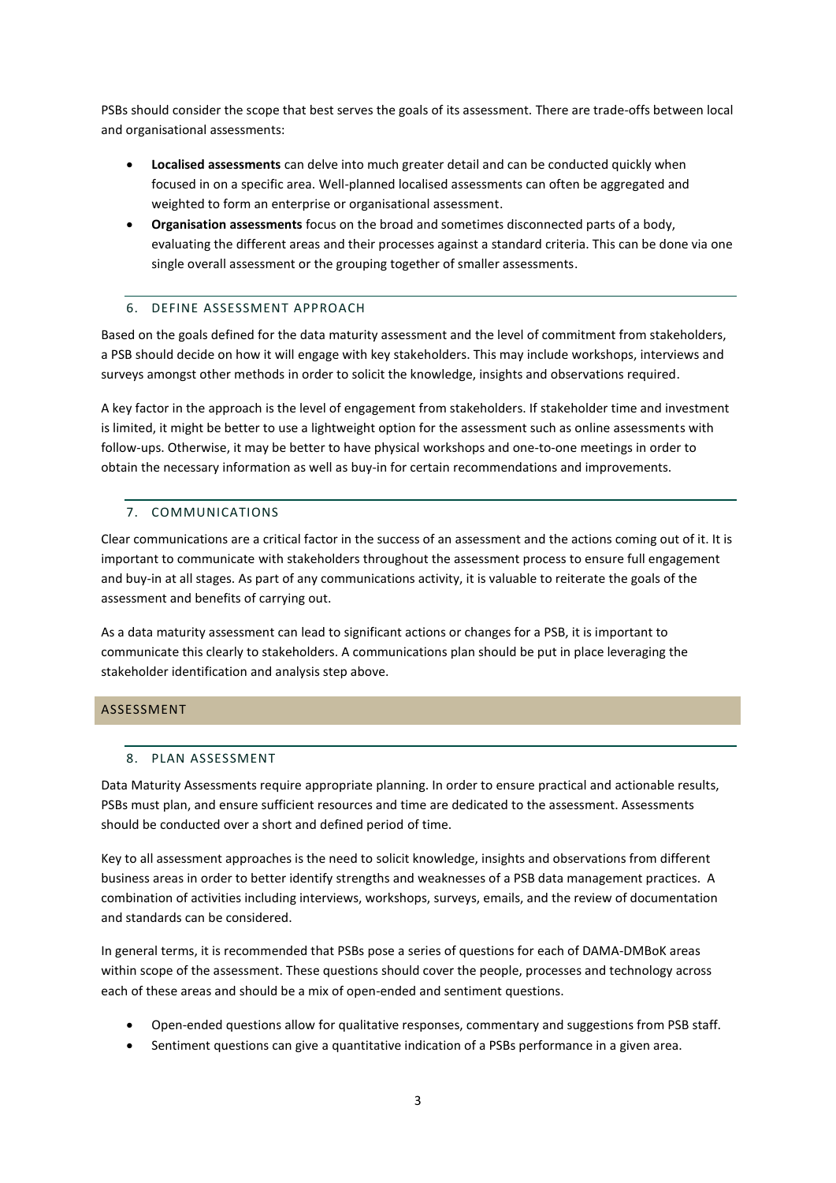PSBs should consider the scope that best serves the goals of its assessment. There are trade-offs between local and organisational assessments:

- **Localised assessments** can delve into much greater detail and can be conducted quickly when focused in on a specific area. Well-planned localised assessments can often be aggregated and weighted to form an enterprise or organisational assessment.
- **Organisation assessments** focus on the broad and sometimes disconnected parts of a body, evaluating the different areas and their processes against a standard criteria. This can be done via one single overall assessment or the grouping together of smaller assessments.

### 6. DEFINE ASSESSMENT APPROACH

Based on the goals defined for the data maturity assessment and the level of commitment from stakeholders, a PSB should decide on how it will engage with key stakeholders. This may include workshops, interviews and surveys amongst other methods in order to solicit the knowledge, insights and observations required.

A key factor in the approach is the level of engagement from stakeholders. If stakeholder time and investment is limited, it might be better to use a lightweight option for the assessment such as online assessments with follow-ups. Otherwise, it may be better to have physical workshops and one-to-one meetings in order to obtain the necessary information as well as buy-in for certain recommendations and improvements.

### 7. COMMUNICATIONS

Clear communications are a critical factor in the success of an assessment and the actions coming out of it. It is important to communicate with stakeholders throughout the assessment process to ensure full engagement and buy-in at all stages. As part of any communications activity, it is valuable to reiterate the goals of the assessment and benefits of carrying out.

As a data maturity assessment can lead to significant actions or changes for a PSB, it is important to communicate this clearly to stakeholders. A communications plan should be put in place leveraging the stakeholder identification and analysis step above.

## ASSESSMENT

### 8. PLAN ASSESSMENT

Data Maturity Assessments require appropriate planning. In order to ensure practical and actionable results, PSBs must plan, and ensure sufficient resources and time are dedicated to the assessment. Assessments should be conducted over a short and defined period of time.

Key to all assessment approaches is the need to solicit knowledge, insights and observations from different business areas in order to better identify strengths and weaknesses of a PSB data management practices. A combination of activities including interviews, workshops, surveys, emails, and the review of documentation and standards can be considered.

In general terms, it is recommended that PSBs pose a series of questions for each of DAMA-DMBoK areas within scope of the assessment. These questions should cover the people, processes and technology across each of these areas and should be a mix of open-ended and sentiment questions.

- Open-ended questions allow for qualitative responses, commentary and suggestions from PSB staff.
- Sentiment questions can give a quantitative indication of a PSBs performance in a given area.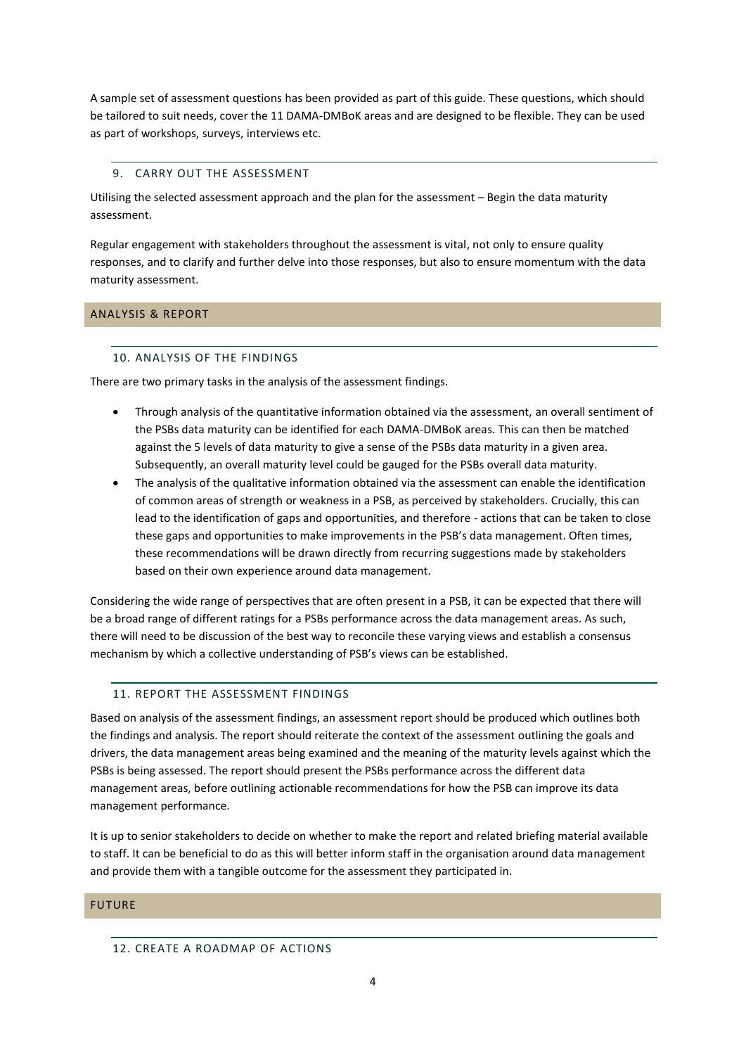A sample set of assessment questions has been provided as part of this guide. These questions, which should be tailored to suit needs, cover the 11 DAMA-DMBoK areas and are designed to be flexible. They can be used as part of workshops, surveys, interviews etc.

### 9. CARRY OUT THE ASSESSMENT

Utilising the selected assessment approach and the plan for the assessment – Begin the data maturity assessment.

Regular engagement with stakeholders throughout the assessment is vital, not only to ensure quality responses, and to clarify and further delve into those responses, but also to ensure momentum with the data maturity assessment.

## ANALYSIS & REPORT

### 10. ANALYSIS OF THE FINDINGS

There are two primary tasks in the analysis of the assessment findings.

- Through analysis of the quantitative information obtained via the assessment, an overall sentiment of the PSBs data maturity can be identified for each DAMA-DMBoK areas. This can then be matched against the 5 levels of data maturity to give a sense of the PSBs data maturity in a given area. Subsequently, an overall maturity level could be gauged for the PSBs overall data maturity.
- The analysis of the qualitative information obtained via the assessment can enable the identification of common areas of strength or weakness in a PSB, as perceived by stakeholders. Crucially, this can lead to the identification of gaps and opportunities, and therefore - actions that can be taken to close these gaps and opportunities to make improvements in the PSB's data management. Often times, these recommendations will be drawn directly from recurring suggestions made by stakeholders based on their own experience around data management.

Considering the wide range of perspectives that are often present in a PSB, it can be expected that there will be a broad range of different ratings for a PSBs performance across the data management areas. As such, there will need to be discussion of the best way to reconcile these varying views and establish a consensus mechanism by which a collective understanding of PSB's views can be established.

### 11. REPORT THE ASSESSMENT FINDINGS

Based on analysis of the assessment findings, an assessment report should be produced which outlines both the findings and analysis. The report should reiterate the context of the assessment outlining the goals and drivers, the data management areas being examined and the meaning of the maturity levels against which the PSBs is being assessed. The report should present the PSBs performance across the different data management areas, before outlining actionable recommendations for how the PSB can improve its data management performance.

It is up to senior stakeholders to decide on whether to make the report and related briefing material available to staff. It can be beneficial to do as this will better inform staff in the organisation around data management and provide them with a tangible outcome for the assessment they participated in.

## FUTURE

### 12. CREATE A ROADMAP OF ACTIONS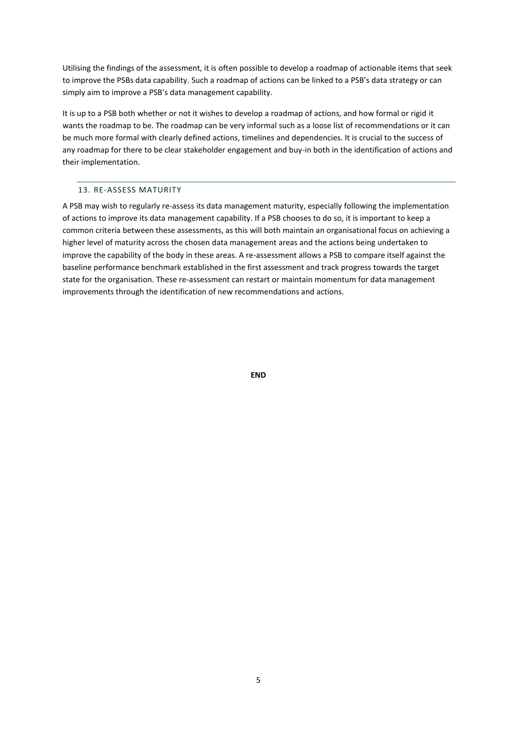Utilising the findings of the assessment, it is often possible to develop a roadmap of actionable items that seek to improve the PSBs data capability. Such a roadmap of actions can be linked to a PSB's data strategy or can simply aim to improve a PSB's data management capability.

It is up to a PSB both whether or not it wishes to develop a roadmap of actions, and how formal or rigid it wants the roadmap to be. The roadmap can be very informal such as a loose list of recommendations or it can be much more formal with clearly defined actions, timelines and dependencies. It is crucial to the success of any roadmap for there to be clear stakeholder engagement and buy-in both in the identification of actions and their implementation.

### 13. RE-ASSESS MATURITY

A PSB may wish to regularly re-assess its data management maturity, especially following the implementation of actions to improve its data management capability. If a PSB chooses to do so, it is important to keep a common criteria between these assessments, as this will both maintain an organisational focus on achieving a higher level of maturity across the chosen data management areas and the actions being undertaken to improve the capability of the body in these areas. A re-assessment allows a PSB to compare itself against the baseline performance benchmark established in the first assessment and track progress towards the target state for the organisation. These re-assessment can restart or maintain momentum for data management improvements through the identification of new recommendations and actions.

**END**